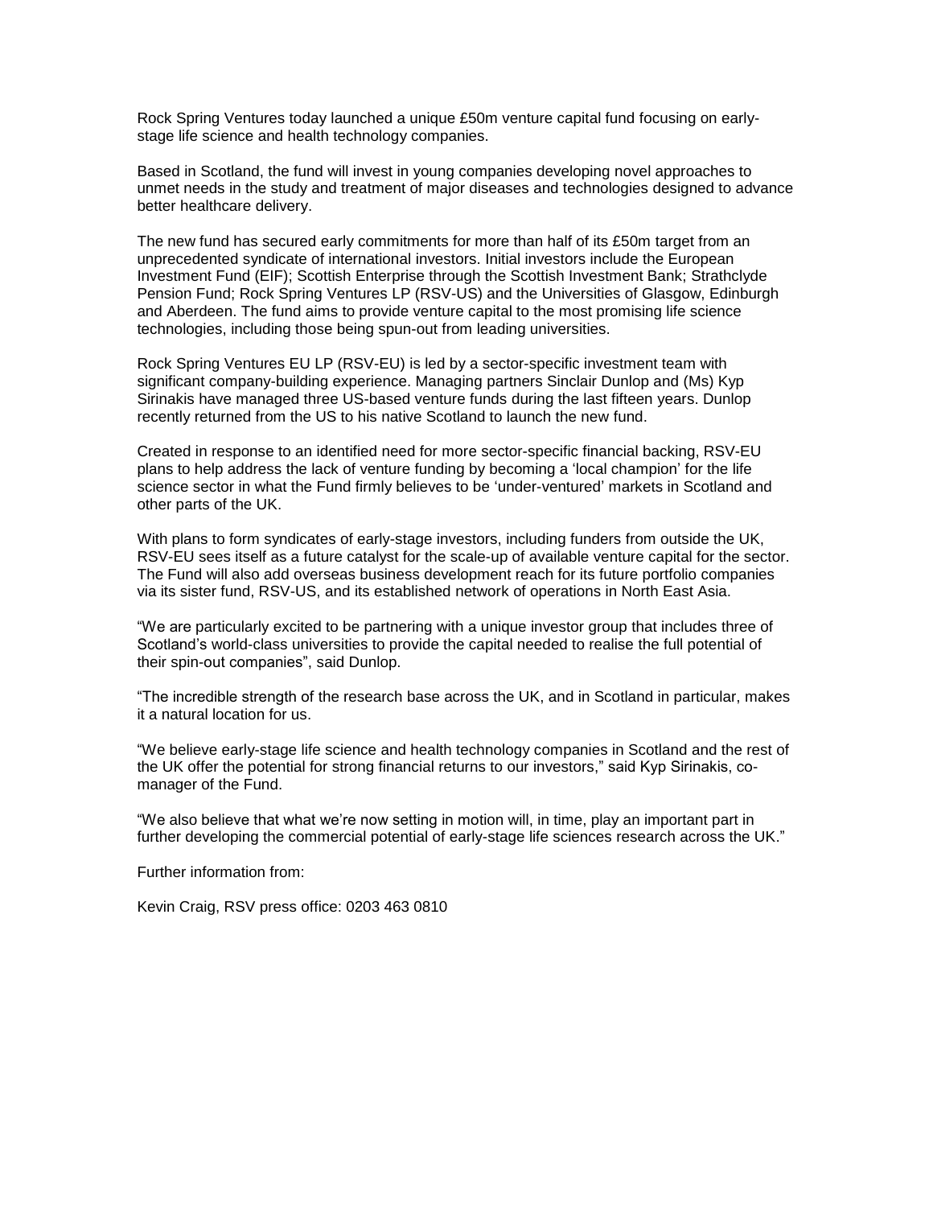Rock Spring Ventures today launched a unique £50m venture capital fund focusing on early-stage life science and health technology companies.

Based in Scotland, the fund will invest in young companies developing novel approaches to unmet needs in the study and treatment of major diseases and technologies designed to advance better healthcare delivery.

The new fund has secured early commitments for more than half of its £50m target from an unprecedented syndicate of international investors. Initial investors include the European Investment Fund (EIF); Scottish Enterprise through the Scottish Investment Bank; Strathclyde Pension Fund; Rock Spring Ventures LP (RSV-US) and the Universities of Glasgow, Edinburgh and Aberdeen. The fund aims to provide venture capital to the most promising life science technologies, including those being spun-out from leading universities.

Rock Spring Ventures EU LP (RSV-EU) is led by a sector-specific investment team with significant company-building experience. Managing partners Sinclair Dunlop and (Ms) Kyp Sirinakis have managed three US-based venture funds during the last fifteen years. Dunlop recently returned from the US to his native Scotland to launch the new fund.

Created in response to an identified need for more sector-specific financial backing, RSV-EU plans to help address the lack of venture funding by becoming a 'local champion' for the life science sector in what the Fund firmly believes to be 'under-ventured' markets in Scotland and other parts of the UK.

With plans to form syndicates of early-stage investors, including funders from outside the UK, RSV-EU sees itself as a future catalyst for the scale-up of available venture capital for the sector. The Fund will also add overseas business development reach for its future portfolio companies via its sister fund, RSV-US, and its established network of operations in North East Asia.

"We are particularly excited to be partnering with a unique investor group that includes three of Scotland's world-class universities to provide the capital needed to realise the full potential of their spin-out companies", said Dunlop.

"The incredible strength of the research base across the UK, and in Scotland in particular, makes it a natural location for us.

"We believe early-stage life science and health technology companies in Scotland and the rest of the UK offer the potential for strong financial returns to our investors," said Kyp Sirinakis, co-manager of the Fund.

"We also believe that what we're now setting in motion will, in time, play an important part in further developing the commercial potential of early-stage life sciences research across the UK."

Further information from:

Kevin Craig, RSV press office: 0203 463 0810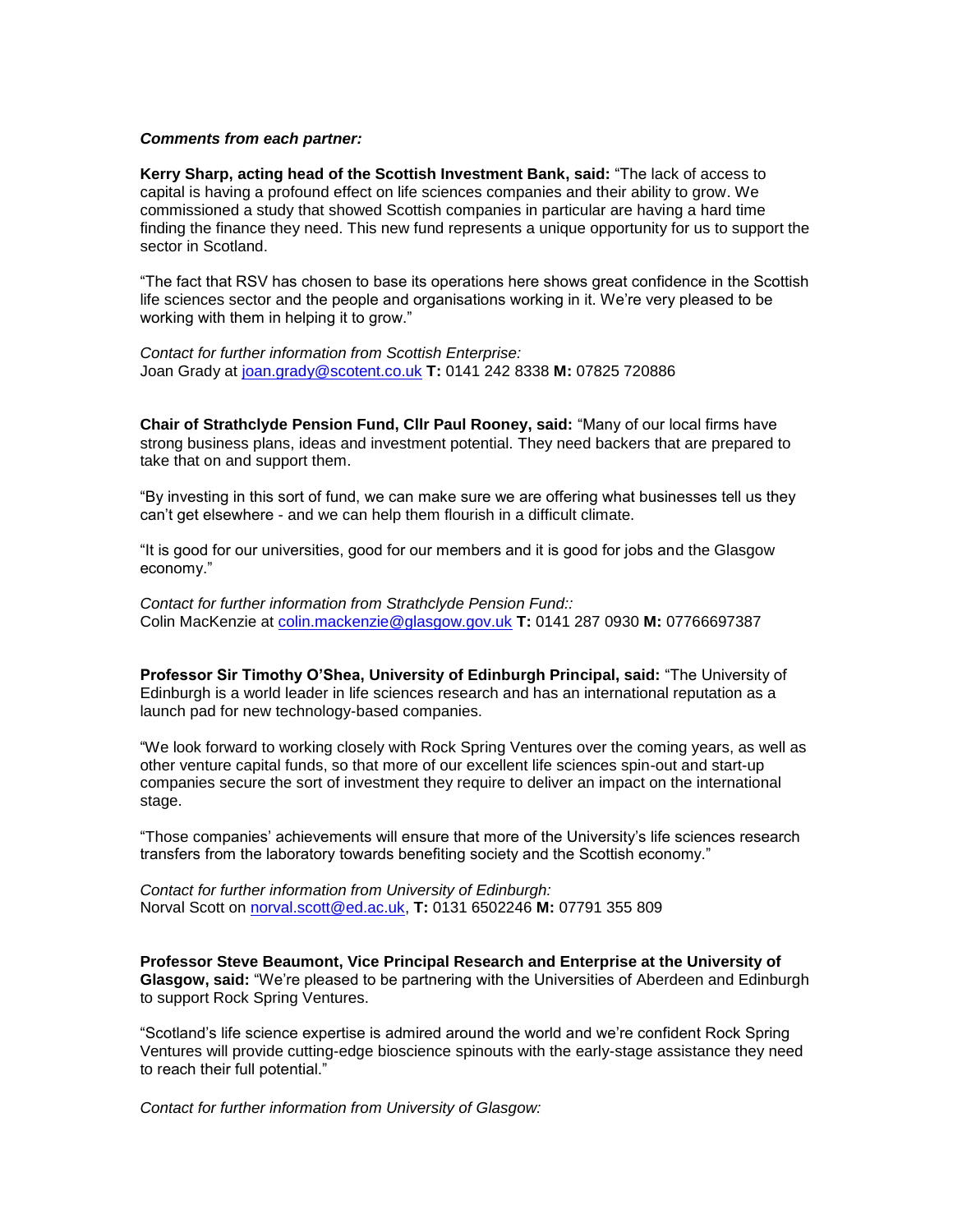***Comments from each partner:***

**Kerry Sharp, acting head of the Scottish Investment Bank, said:** "The lack of access to capital is having a profound effect on life sciences companies and their ability to grow. We commissioned a study that showed Scottish companies in particular are having a hard time finding the finance they need. This new fund represents a unique opportunity for us to support the sector in Scotland.

"The fact that RSV has chosen to base its operations here shows great confidence in the Scottish life sciences sector and the people and organisations working in it. We're very pleased to be working with them in helping it to grow."

*Contact for further information from Scottish Enterprise:*
Joan Grady at joan.grady@scotent.co.uk **T:** 0141 242 8338 **M:** 07825 720886

**Chair of Strathclyde Pension Fund, Cllr Paul Rooney, said:** "Many of our local firms have strong business plans, ideas and investment potential. They need backers that are prepared to take that on and support them.

"By investing in this sort of fund, we can make sure we are offering what businesses tell us they can't get elsewhere - and we can help them flourish in a difficult climate.

"It is good for our universities, good for our members and it is good for jobs and the Glasgow economy."

*Contact for further information from Strathclyde Pension Fund::*
Colin MacKenzie at colin.mackenzie@glasgow.gov.uk **T:** 0141 287 0930 **M:** 07766697387

**Professor Sir Timothy O'Shea, University of Edinburgh Principal, said:** "The University of Edinburgh is a world leader in life sciences research and has an international reputation as a launch pad for new technology-based companies.

"We look forward to working closely with Rock Spring Ventures over the coming years, as well as other venture capital funds, so that more of our excellent life sciences spin-out and start-up companies secure the sort of investment they require to deliver an impact on the international stage.

"Those companies' achievements will ensure that more of the University's life sciences research transfers from the laboratory towards benefiting society and the Scottish economy."

*Contact for further information from University of Edinburgh:*
Norval Scott on norval.scott@ed.ac.uk, **T:** 0131 6502246 **M:** 07791 355 809

**Professor Steve Beaumont, Vice Principal Research and Enterprise at the University of Glasgow, said:** "We're pleased to be partnering with the Universities of Aberdeen and Edinburgh to support Rock Spring Ventures.

"Scotland's life science expertise is admired around the world and we're confident Rock Spring Ventures will provide cutting-edge bioscience spinouts with the early-stage assistance they need to reach their full potential."

*Contact for further information from University of Glasgow:*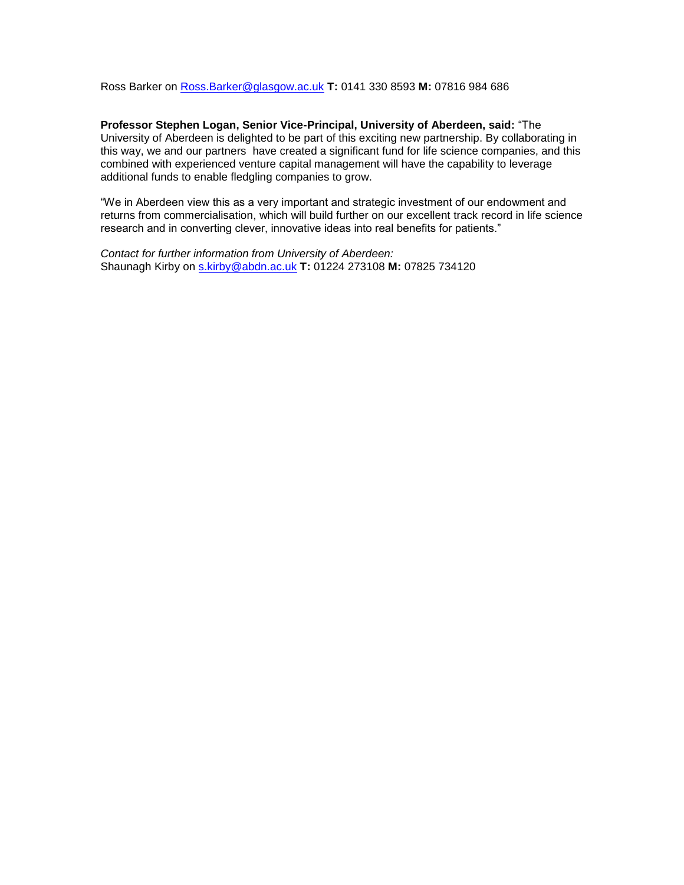Ross Barker on Ross.Barker@glasgow.ac.uk **T:** 0141 330 8593 **M:** 07816 984 686

**Professor Stephen Logan, Senior Vice-Principal, University of Aberdeen, said:** "The University of Aberdeen is delighted to be part of this exciting new partnership. By collaborating in this way, we and our partners have created a significant fund for life science companies, and this combined with experienced venture capital management will have the capability to leverage additional funds to enable fledgling companies to grow.

"We in Aberdeen view this as a very important and strategic investment of our endowment and returns from commercialisation, which will build further on our excellent track record in life science research and in converting clever, innovative ideas into real benefits for patients."

*Contact for further information from University of Aberdeen:*
Shaunagh Kirby on s.kirby@abdn.ac.uk **T:** 01224 273108 **M:** 07825 734120